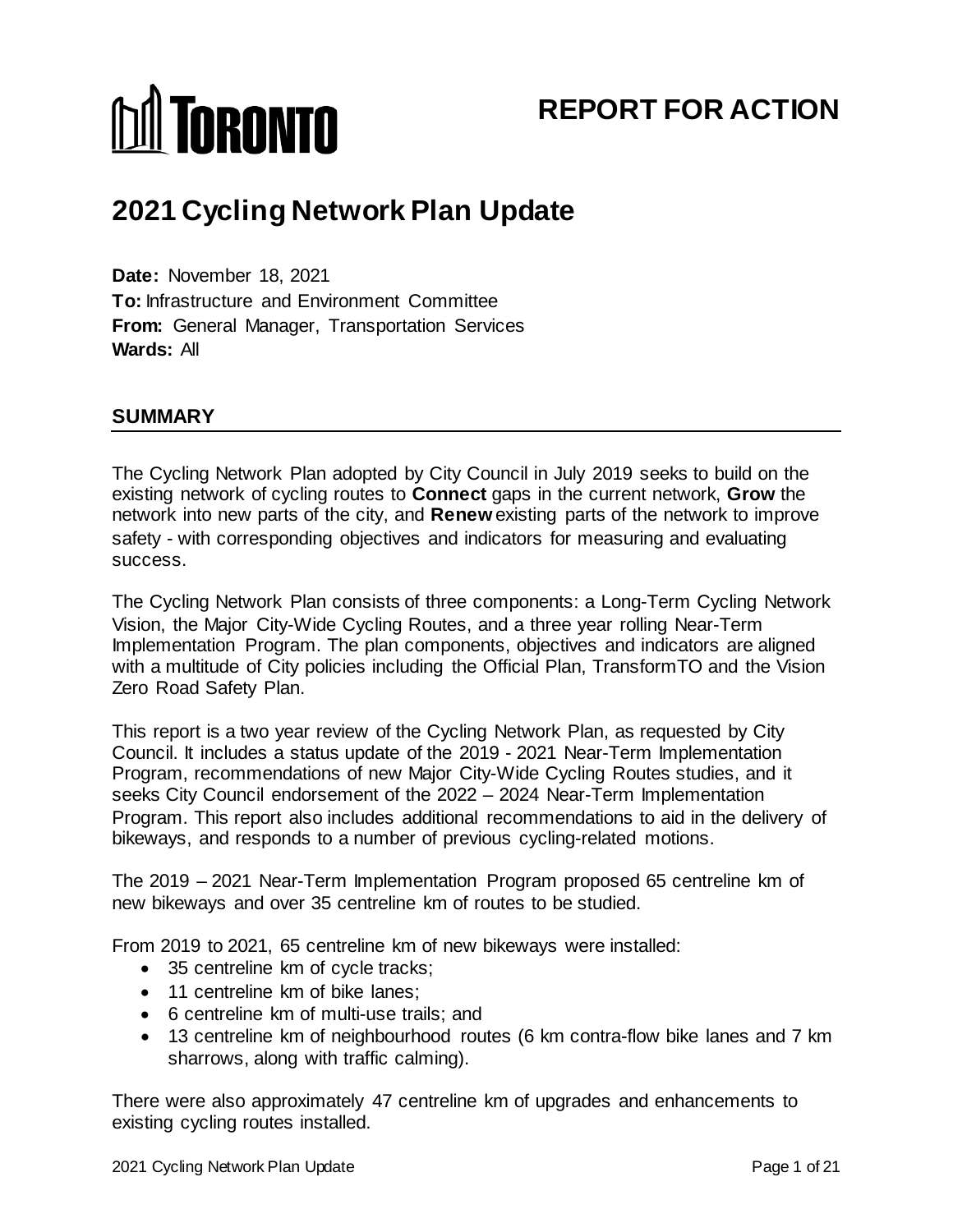TORONTO

# REPORT FOR ACTION

# 2021 Cycling Network Plan Update

**Date:** November 18, 2021
**To:** Infrastructure and Environment Committee
**From:** General Manager, Transportation Services
**Wards:** All

## SUMMARY

The Cycling Network Plan adopted by City Council in July 2019 seeks to build on the existing network of cycling routes to **Connect** gaps in the current network, **Grow** the network into new parts of the city, and **Renew** existing parts of the network to improve safety - with corresponding objectives and indicators for measuring and evaluating success.

The Cycling Network Plan consists of three components: a Long-Term Cycling Network Vision, the Major City-Wide Cycling Routes, and a three year rolling Near-Term Implementation Program. The plan components, objectives and indicators are aligned with a multitude of City policies including the Official Plan, TransformTO and the Vision Zero Road Safety Plan.

This report is a two year review of the Cycling Network Plan, as requested by City Council. It includes a status update of the 2019 - 2021 Near-Term Implementation Program, recommendations of new Major City-Wide Cycling Routes studies, and it seeks City Council endorsement of the 2022 – 2024 Near-Term Implementation Program. This report also includes additional recommendations to aid in the delivery of bikeways, and responds to a number of previous cycling-related motions.

The 2019 – 2021 Near-Term Implementation Program proposed 65 centreline km of new bikeways and over 35 centreline km of routes to be studied.

From 2019 to 2021, 65 centreline km of new bikeways were installed:

- 35 centreline km of cycle tracks;
- 11 centreline km of bike lanes;
- 6 centreline km of multi-use trails; and
- 13 centreline km of neighbourhood routes (6 km contra-flow bike lanes and 7 km sharrows, along with traffic calming).

There were also approximately 47 centreline km of upgrades and enhancements to existing cycling routes installed.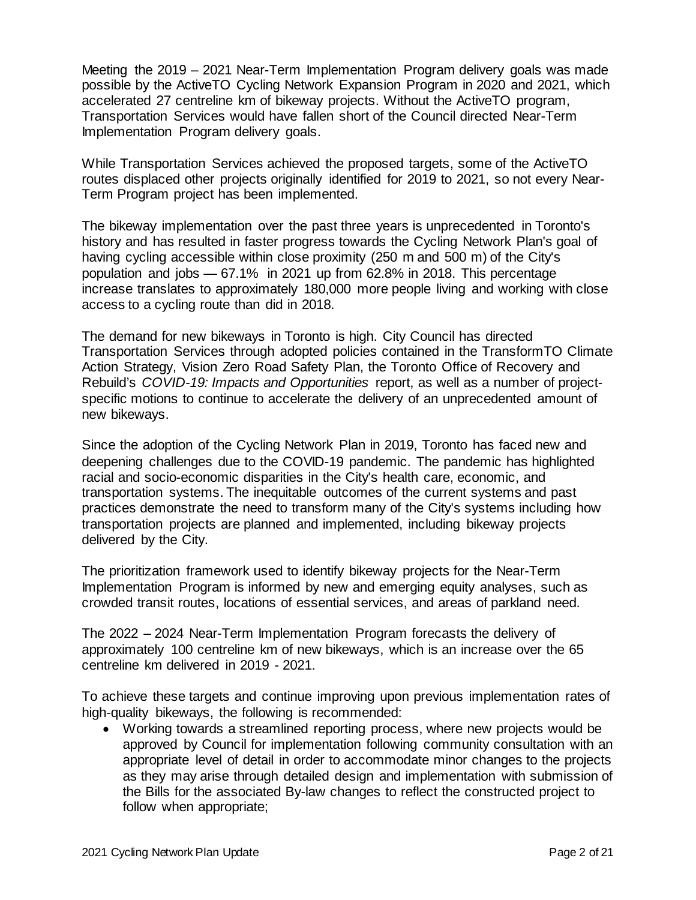Meeting the 2019 – 2021 Near-Term Implementation Program delivery goals was made possible by the ActiveTO Cycling Network Expansion Program in 2020 and 2021, which accelerated 27 centreline km of bikeway projects. Without the ActiveTO program, Transportation Services would have fallen short of the Council directed Near-Term Implementation Program delivery goals.

While Transportation Services achieved the proposed targets, some of the ActiveTO routes displaced other projects originally identified for 2019 to 2021, so not every Near-Term Program project has been implemented.

The bikeway implementation over the past three years is unprecedented in Toronto's history and has resulted in faster progress towards the Cycling Network Plan's goal of having cycling accessible within close proximity (250 m and 500 m) of the City's population and jobs — 67.1% in 2021 up from 62.8% in 2018. This percentage increase translates to approximately 180,000 more people living and working with close access to a cycling route than did in 2018.

The demand for new bikeways in Toronto is high. City Council has directed Transportation Services through adopted policies contained in the TransformTO Climate Action Strategy, Vision Zero Road Safety Plan, the Toronto Office of Recovery and Rebuild's *COVID-19: Impacts and Opportunities* report, as well as a number of project-specific motions to continue to accelerate the delivery of an unprecedented amount of new bikeways.

Since the adoption of the Cycling Network Plan in 2019, Toronto has faced new and deepening challenges due to the COVID-19 pandemic. The pandemic has highlighted racial and socio-economic disparities in the City's health care, economic, and transportation systems. The inequitable outcomes of the current systems and past practices demonstrate the need to transform many of the City's systems including how transportation projects are planned and implemented, including bikeway projects delivered by the City.

The prioritization framework used to identify bikeway projects for the Near-Term Implementation Program is informed by new and emerging equity analyses, such as crowded transit routes, locations of essential services, and areas of parkland need.

The 2022 – 2024 Near-Term Implementation Program forecasts the delivery of approximately 100 centreline km of new bikeways, which is an increase over the 65 centreline km delivered in 2019 - 2021.

To achieve these targets and continue improving upon previous implementation rates of high-quality bikeways, the following is recommended:

- Working towards a streamlined reporting process, where new projects would be approved by Council for implementation following community consultation with an appropriate level of detail in order to accommodate minor changes to the projects as they may arise through detailed design and implementation with submission of the Bills for the associated By-law changes to reflect the constructed project to follow when appropriate;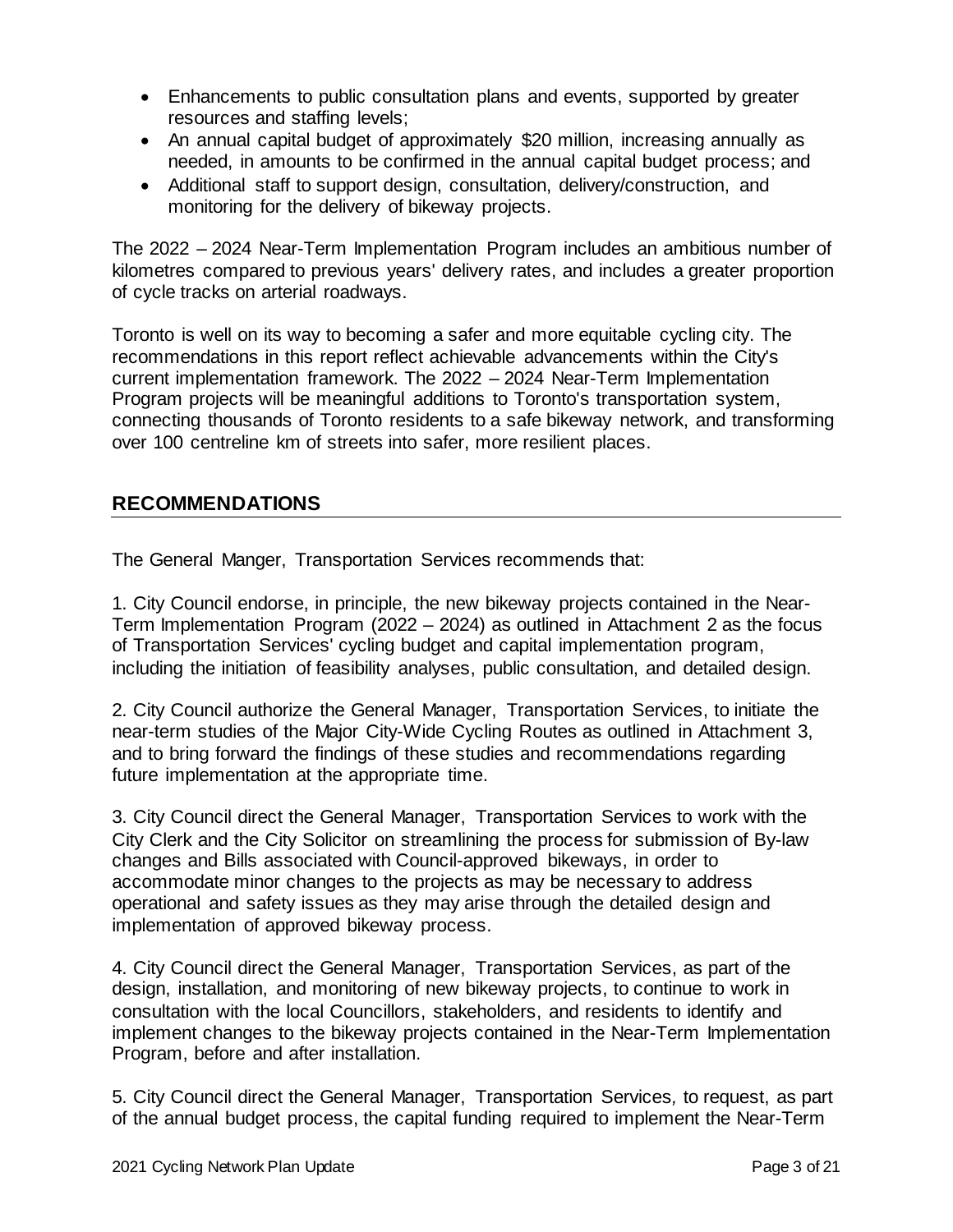- Enhancements to public consultation plans and events, supported by greater resources and staffing levels;
- An annual capital budget of approximately $20 million, increasing annually as needed, in amounts to be confirmed in the annual capital budget process; and
- Additional staff to support design, consultation, delivery/construction, and monitoring for the delivery of bikeway projects.

The 2022 – 2024 Near-Term Implementation Program includes an ambitious number of kilometres compared to previous years' delivery rates, and includes a greater proportion of cycle tracks on arterial roadways.

Toronto is well on its way to becoming a safer and more equitable cycling city. The recommendations in this report reflect achievable advancements within the City's current implementation framework. The 2022 – 2024 Near-Term Implementation Program projects will be meaningful additions to Toronto's transportation system, connecting thousands of Toronto residents to a safe bikeway network, and transforming over 100 centreline km of streets into safer, more resilient places.

## RECOMMENDATIONS

The General Manger, Transportation Services recommends that:

1. City Council endorse, in principle, the new bikeway projects contained in the Near-Term Implementation Program (2022 – 2024) as outlined in Attachment 2 as the focus of Transportation Services' cycling budget and capital implementation program, including the initiation of feasibility analyses, public consultation, and detailed design.

2. City Council authorize the General Manager, Transportation Services, to initiate the near-term studies of the Major City-Wide Cycling Routes as outlined in Attachment 3, and to bring forward the findings of these studies and recommendations regarding future implementation at the appropriate time.

3. City Council direct the General Manager, Transportation Services to work with the City Clerk and the City Solicitor on streamlining the process for submission of By-law changes and Bills associated with Council-approved bikeways, in order to accommodate minor changes to the projects as may be necessary to address operational and safety issues as they may arise through the detailed design and implementation of approved bikeway process.

4. City Council direct the General Manager, Transportation Services, as part of the design, installation, and monitoring of new bikeway projects, to continue to work in consultation with the local Councillors, stakeholders, and residents to identify and implement changes to the bikeway projects contained in the Near-Term Implementation Program, before and after installation.

5. City Council direct the General Manager, Transportation Services, to request, as part of the annual budget process, the capital funding required to implement the Near-Term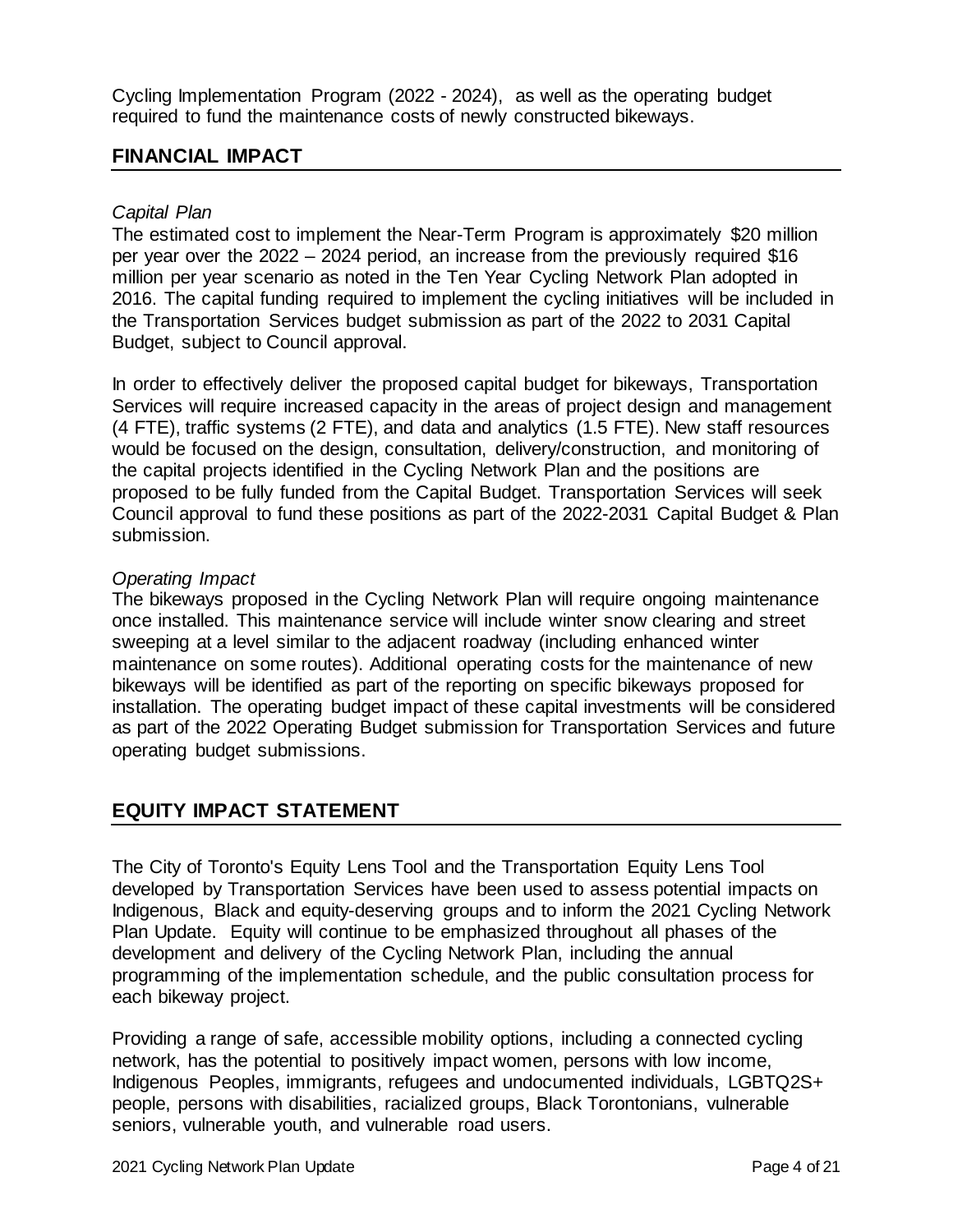Cycling Implementation Program (2022 - 2024), as well as the operating budget required to fund the maintenance costs of newly constructed bikeways.

## FINANCIAL IMPACT

*Capital Plan*

The estimated cost to implement the Near-Term Program is approximately $20 million per year over the 2022 – 2024 period, an increase from the previously required $16 million per year scenario as noted in the Ten Year Cycling Network Plan adopted in 2016. The capital funding required to implement the cycling initiatives will be included in the Transportation Services budget submission as part of the 2022 to 2031 Capital Budget, subject to Council approval.

In order to effectively deliver the proposed capital budget for bikeways, Transportation Services will require increased capacity in the areas of project design and management (4 FTE), traffic systems (2 FTE), and data and analytics (1.5 FTE). New staff resources would be focused on the design, consultation, delivery/construction, and monitoring of the capital projects identified in the Cycling Network Plan and the positions are proposed to be fully funded from the Capital Budget. Transportation Services will seek Council approval to fund these positions as part of the 2022-2031 Capital Budget & Plan submission.

*Operating Impact*

The bikeways proposed in the Cycling Network Plan will require ongoing maintenance once installed. This maintenance service will include winter snow clearing and street sweeping at a level similar to the adjacent roadway (including enhanced winter maintenance on some routes). Additional operating costs for the maintenance of new bikeways will be identified as part of the reporting on specific bikeways proposed for installation. The operating budget impact of these capital investments will be considered as part of the 2022 Operating Budget submission for Transportation Services and future operating budget submissions.

## EQUITY IMPACT STATEMENT

The City of Toronto's Equity Lens Tool and the Transportation Equity Lens Tool developed by Transportation Services have been used to assess potential impacts on Indigenous, Black and equity-deserving groups and to inform the 2021 Cycling Network Plan Update. Equity will continue to be emphasized throughout all phases of the development and delivery of the Cycling Network Plan, including the annual programming of the implementation schedule, and the public consultation process for each bikeway project.

Providing a range of safe, accessible mobility options, including a connected cycling network, has the potential to positively impact women, persons with low income, Indigenous Peoples, immigrants, refugees and undocumented individuals, LGBTQ2S+ people, persons with disabilities, racialized groups, Black Torontonians, vulnerable seniors, vulnerable youth, and vulnerable road users.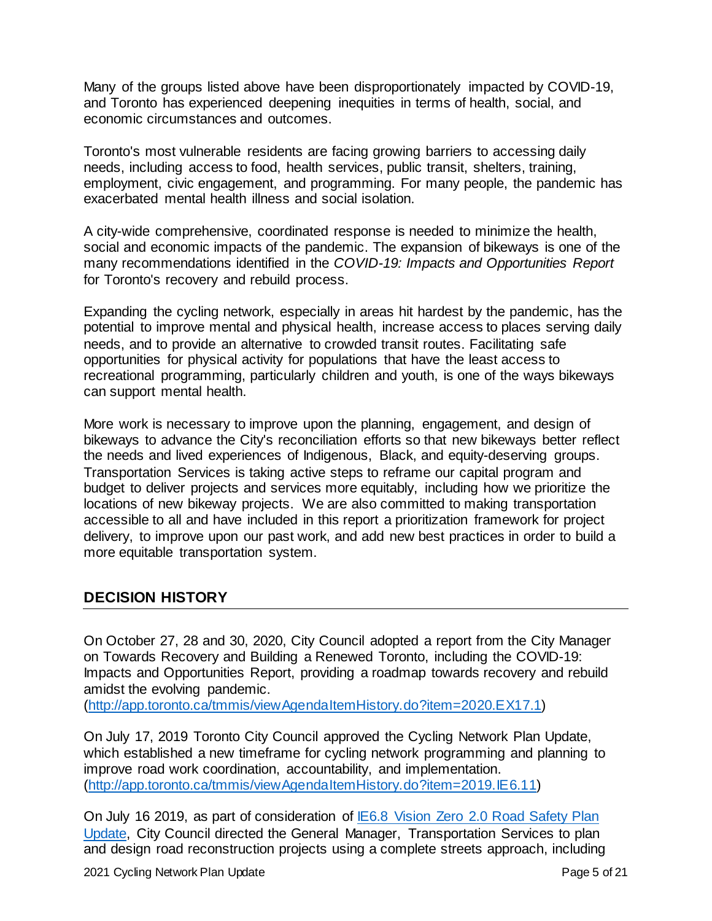Many of the groups listed above have been disproportionately impacted by COVID-19, and Toronto has experienced deepening inequities in terms of health, social, and economic circumstances and outcomes.

Toronto's most vulnerable residents are facing growing barriers to accessing daily needs, including access to food, health services, public transit, shelters, training, employment, civic engagement, and programming. For many people, the pandemic has exacerbated mental health illness and social isolation.

A city-wide comprehensive, coordinated response is needed to minimize the health, social and economic impacts of the pandemic. The expansion of bikeways is one of the many recommendations identified in the *COVID-19: Impacts and Opportunities Report* for Toronto's recovery and rebuild process.

Expanding the cycling network, especially in areas hit hardest by the pandemic, has the potential to improve mental and physical health, increase access to places serving daily needs, and to provide an alternative to crowded transit routes. Facilitating safe opportunities for physical activity for populations that have the least access to recreational programming, particularly children and youth, is one of the ways bikeways can support mental health.

More work is necessary to improve upon the planning, engagement, and design of bikeways to advance the City's reconciliation efforts so that new bikeways better reflect the needs and lived experiences of Indigenous, Black, and equity-deserving groups. Transportation Services is taking active steps to reframe our capital program and budget to deliver projects and services more equitably, including how we prioritize the locations of new bikeway projects. We are also committed to making transportation accessible to all and have included in this report a prioritization framework for project delivery, to improve upon our past work, and add new best practices in order to build a more equitable transportation system.

## DECISION HISTORY

On October 27, 28 and 30, 2020, City Council adopted a report from the City Manager on Towards Recovery and Building a Renewed Toronto, including the COVID-19: Impacts and Opportunities Report, providing a roadmap towards recovery and rebuild amidst the evolving pandemic.
(http://app.toronto.ca/tmmis/viewAgendaItemHistory.do?item=2020.EX17.1)

On July 17, 2019 Toronto City Council approved the Cycling Network Plan Update, which established a new timeframe for cycling network programming and planning to improve road work coordination, accountability, and implementation.
(http://app.toronto.ca/tmmis/viewAgendaItemHistory.do?item=2019.IE6.11)

On July 16 2019, as part of consideration of IE6.8 Vision Zero 2.0 Road Safety Plan Update, City Council directed the General Manager, Transportation Services to plan and design road reconstruction projects using a complete streets approach, including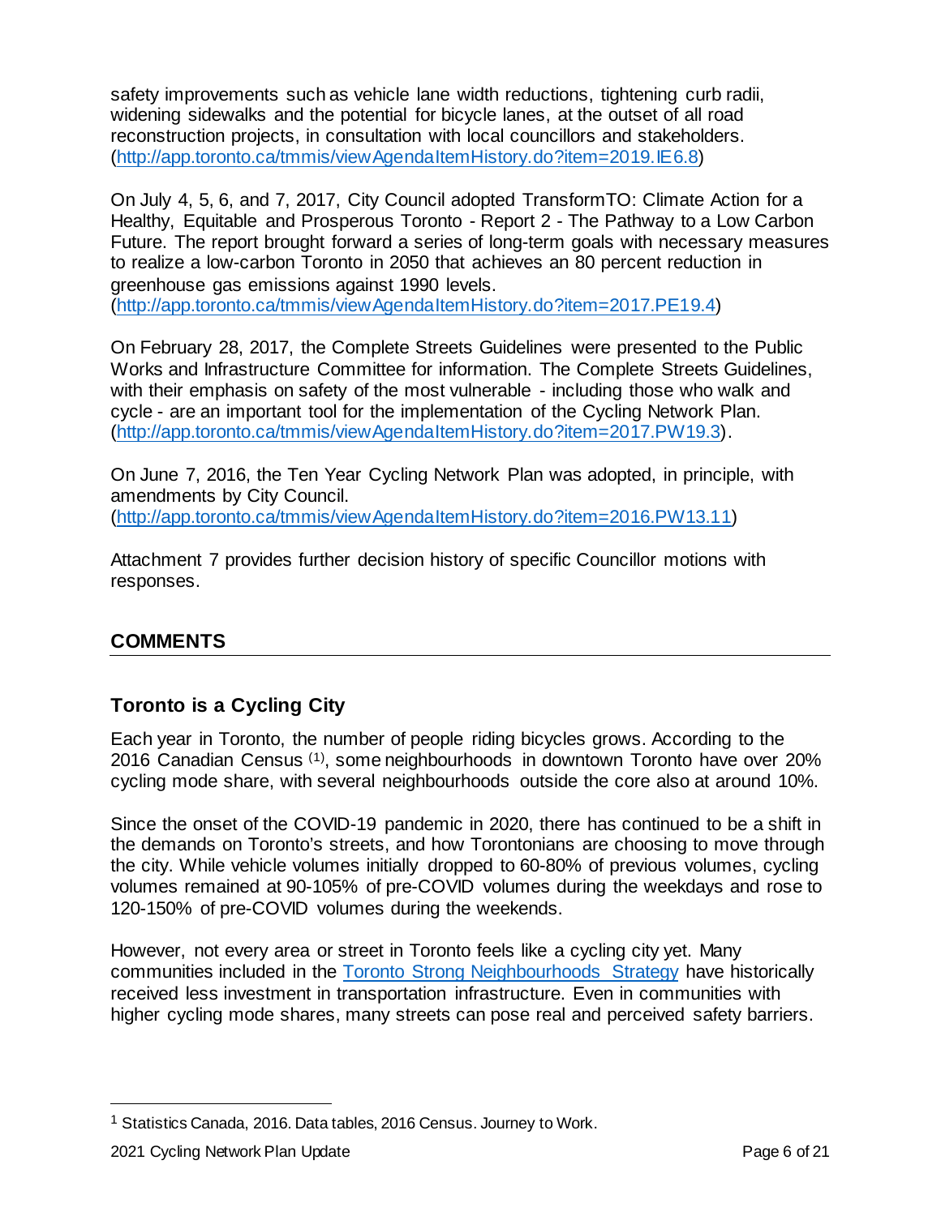safety improvements such as vehicle lane width reductions, tightening curb radii, widening sidewalks and the potential for bicycle lanes, at the outset of all road reconstruction projects, in consultation with local councillors and stakeholders. (http://app.toronto.ca/tmmis/viewAgendaItemHistory.do?item=2019.IE6.8)

On July 4, 5, 6, and 7, 2017, City Council adopted TransformTO: Climate Action for a Healthy, Equitable and Prosperous Toronto - Report 2 - The Pathway to a Low Carbon Future. The report brought forward a series of long-term goals with necessary measures to realize a low-carbon Toronto in 2050 that achieves an 80 percent reduction in greenhouse gas emissions against 1990 levels. (http://app.toronto.ca/tmmis/viewAgendaItemHistory.do?item=2017.PE19.4)

On February 28, 2017, the Complete Streets Guidelines were presented to the Public Works and Infrastructure Committee for information. The Complete Streets Guidelines, with their emphasis on safety of the most vulnerable - including those who walk and cycle - are an important tool for the implementation of the Cycling Network Plan. (http://app.toronto.ca/tmmis/viewAgendaItemHistory.do?item=2017.PW19.3).

On June 7, 2016, the Ten Year Cycling Network Plan was adopted, in principle, with amendments by City Council. (http://app.toronto.ca/tmmis/viewAgendaItemHistory.do?item=2016.PW13.11)

Attachment 7 provides further decision history of specific Councillor motions with responses.

## COMMENTS

### Toronto is a Cycling City

Each year in Toronto, the number of people riding bicycles grows. According to the 2016 Canadian Census [1], some neighbourhoods in downtown Toronto have over 20% cycling mode share, with several neighbourhoods outside the core also at around 10%.

Since the onset of the COVID-19 pandemic in 2020, there has continued to be a shift in the demands on Toronto's streets, and how Torontonians are choosing to move through the city. While vehicle volumes initially dropped to 60-80% of previous volumes, cycling volumes remained at 90-105% of pre-COVID volumes during the weekdays and rose to 120-150% of pre-COVID volumes during the weekends.

However, not every area or street in Toronto feels like a cycling city yet. Many communities included in the Toronto Strong Neighbourhoods Strategy have historically received less investment in transportation infrastructure. Even in communities with higher cycling mode shares, many streets can pose real and perceived safety barriers.

---

[1] Statistics Canada, 2016. Data tables, 2016 Census. Journey to Work.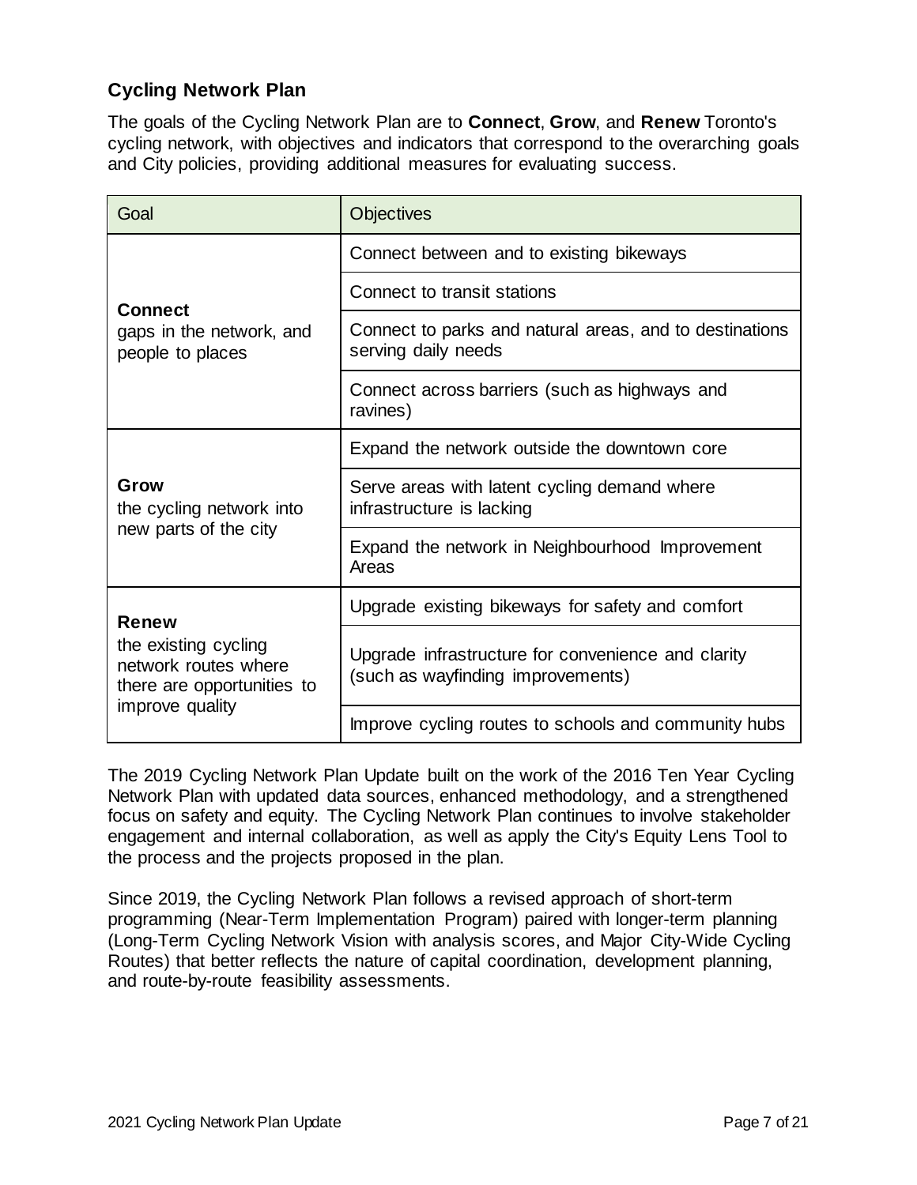## Cycling Network Plan

The goals of the Cycling Network Plan are to **Connect**, **Grow**, and **Renew** Toronto's cycling network, with objectives and indicators that correspond to the overarching goals and City policies, providing additional measures for evaluating success.

| Goal | Objectives |
|---|---|
| **Connect** gaps in the network, and people to places | Connect between and to existing bikeways |
| | Connect to transit stations |
| | Connect to parks and natural areas, and to destinations serving daily needs |
| | Connect across barriers (such as highways and ravines) |
| **Grow** the cycling network into new parts of the city | Expand the network outside the downtown core |
| | Serve areas with latent cycling demand where infrastructure is lacking |
| | Expand the network in Neighbourhood Improvement Areas |
| **Renew** the existing cycling network routes where there are opportunities to improve quality | Upgrade existing bikeways for safety and comfort |
| | Upgrade infrastructure for convenience and clarity (such as wayfinding improvements) |
| | Improve cycling routes to schools and community hubs |

The 2019 Cycling Network Plan Update built on the work of the 2016 Ten Year Cycling Network Plan with updated data sources, enhanced methodology, and a strengthened focus on safety and equity. The Cycling Network Plan continues to involve stakeholder engagement and internal collaboration, as well as apply the City's Equity Lens Tool to the process and the projects proposed in the plan.

Since 2019, the Cycling Network Plan follows a revised approach of short-term programming (Near-Term Implementation Program) paired with longer-term planning (Long-Term Cycling Network Vision with analysis scores, and Major City-Wide Cycling Routes) that better reflects the nature of capital coordination, development planning, and route-by-route feasibility assessments.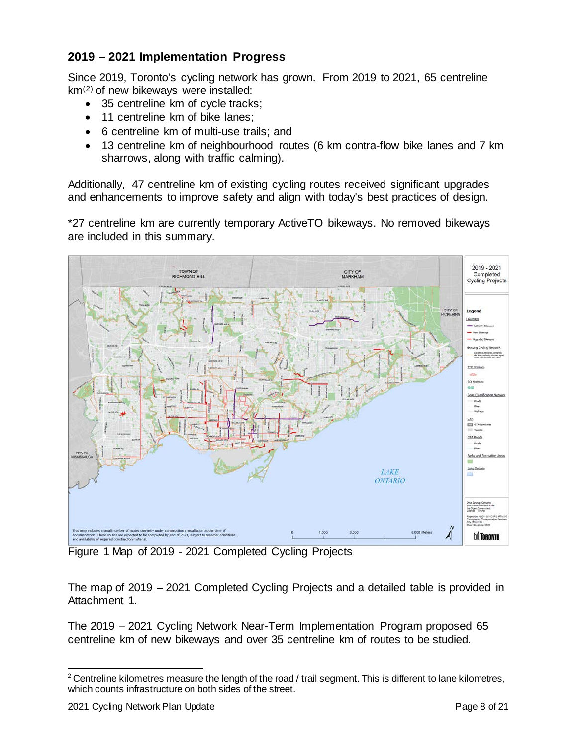## 2019 – 2021 Implementation Progress

Since 2019, Toronto's cycling network has grown. From 2019 to 2021, 65 centreline km[2] of new bikeways were installed:

- 35 centreline km of cycle tracks;
- 11 centreline km of bike lanes;
- 6 centreline km of multi-use trails; and
- 13 centreline km of neighbourhood routes (6 km contra-flow bike lanes and 7 km sharrows, along with traffic calming).

Additionally, 47 centreline km of existing cycling routes received significant upgrades and enhancements to improve safety and align with today's best practices of design.

*27 centreline km are currently temporary ActiveTO bikeways. No removed bikeways are included in this summary.

Figure 1 Map of 2019 - 2021 Completed Cycling Projects

The map of 2019 – 2021 Completed Cycling Projects and a detailed table is provided in Attachment 1.

The 2019 – 2021 Cycling Network Near-Term Implementation Program proposed 65 centreline km of new bikeways and over 35 centreline km of routes to be studied.

[2] Centreline kilometres measure the length of the road / trail segment. This is different to lane kilometres, which counts infrastructure on both sides of the street.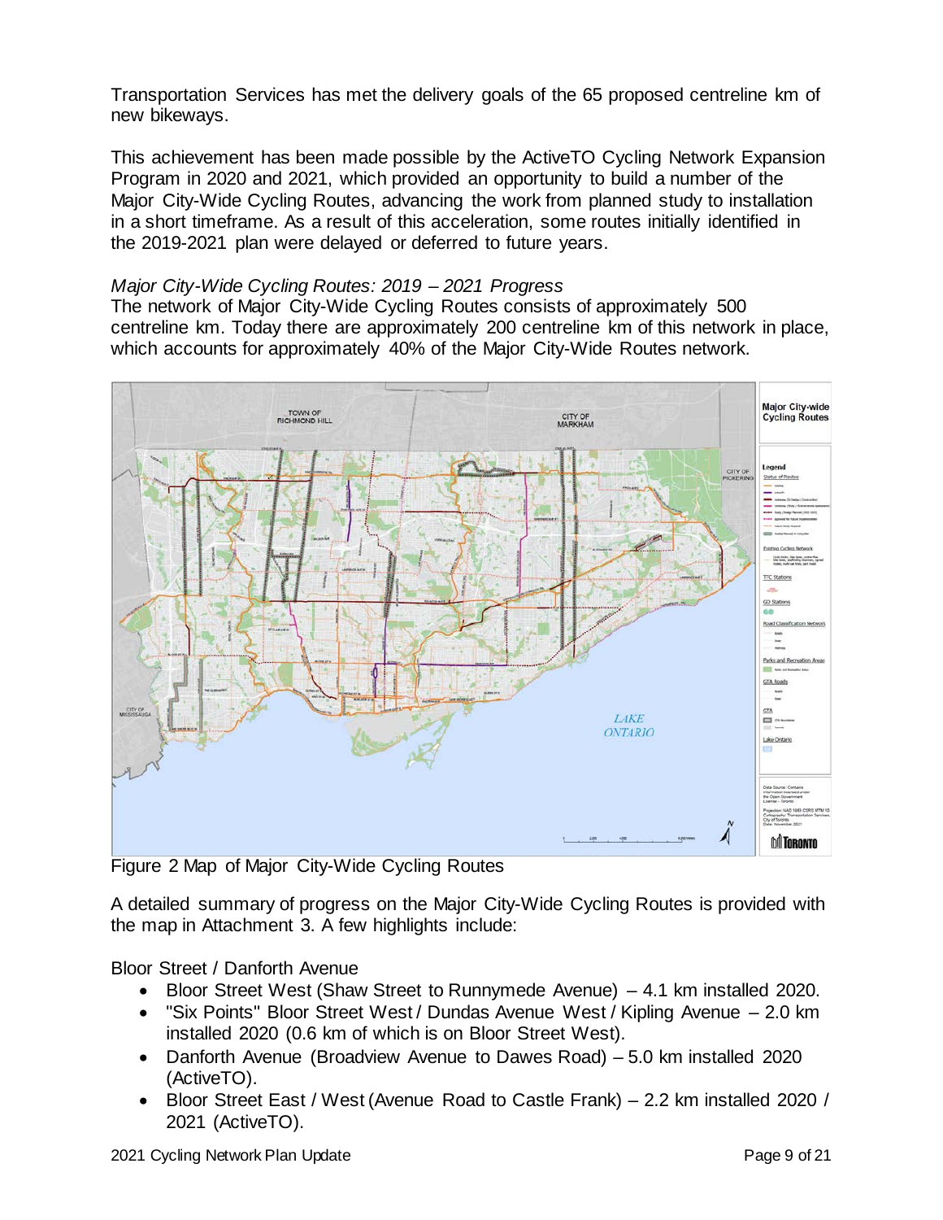Transportation Services has met the delivery goals of the 65 proposed centreline km of new bikeways.

This achievement has been made possible by the ActiveTO Cycling Network Expansion Program in 2020 and 2021, which provided an opportunity to build a number of the Major City-Wide Cycling Routes, advancing the work from planned study to installation in a short timeframe. As a result of this acceleration, some routes initially identified in the 2019-2021 plan were delayed or deferred to future years.

*Major City-Wide Cycling Routes: 2019 – 2021 Progress*

The network of Major City-Wide Cycling Routes consists of approximately 500 centreline km. Today there are approximately 200 centreline km of this network in place, which accounts for approximately 40% of the Major City-Wide Routes network.

Figure 2 Map of Major City-Wide Cycling Routes

A detailed summary of progress on the Major City-Wide Cycling Routes is provided with the map in Attachment 3. A few highlights include:

Bloor Street / Danforth Avenue

- Bloor Street West (Shaw Street to Runnymede Avenue) – 4.1 km installed 2020.
- "Six Points" Bloor Street West / Dundas Avenue West / Kipling Avenue – 2.0 km installed 2020 (0.6 km of which is on Bloor Street West).
- Danforth Avenue (Broadview Avenue to Dawes Road) – 5.0 km installed 2020 (ActiveTO).
- Bloor Street East / West (Avenue Road to Castle Frank) – 2.2 km installed 2020 / 2021 (ActiveTO).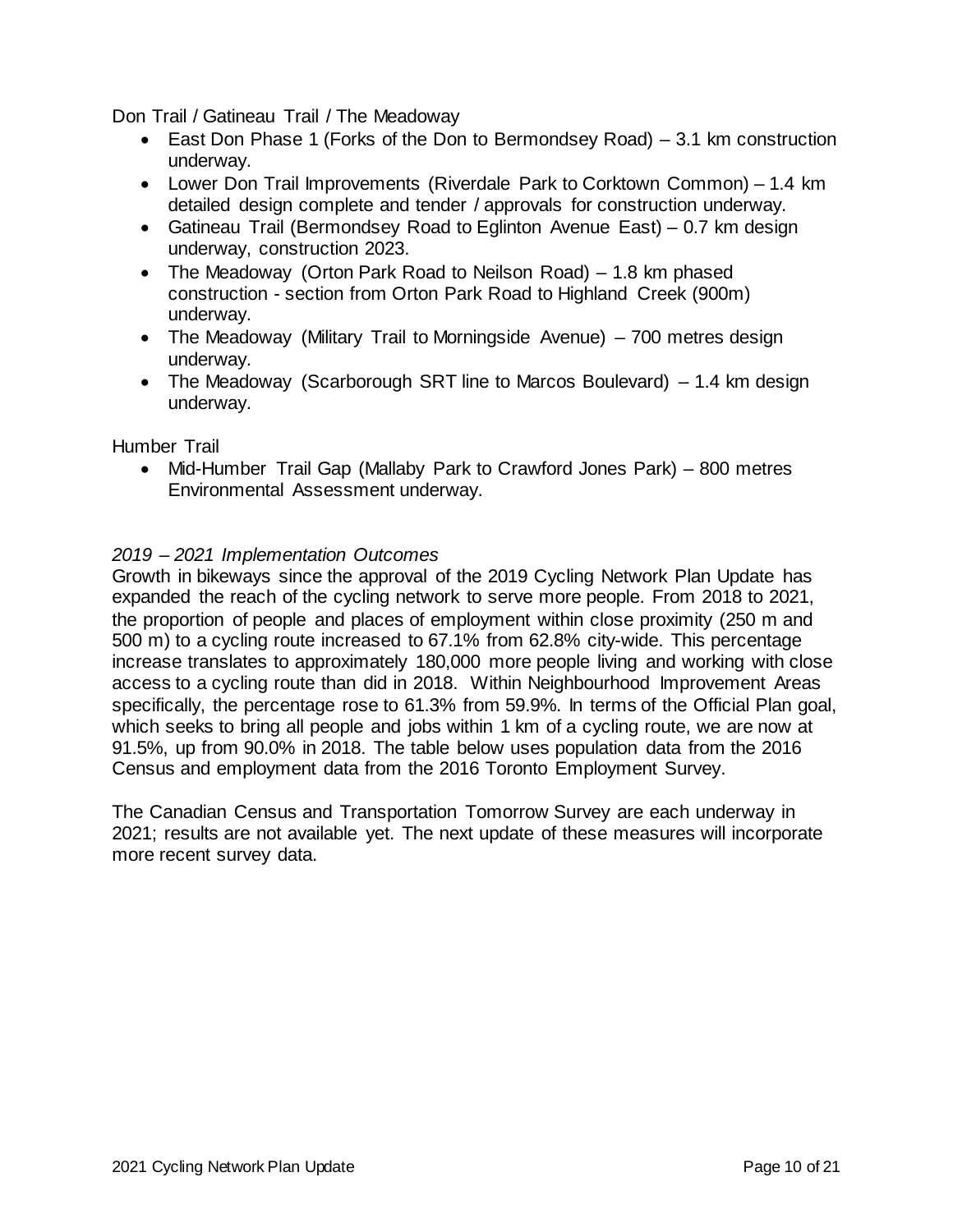Don Trail / Gatineau Trail / The Meadoway

- East Don Phase 1 (Forks of the Don to Bermondsey Road) – 3.1 km construction underway.
- Lower Don Trail Improvements (Riverdale Park to Corktown Common) – 1.4 km detailed design complete and tender / approvals for construction underway.
- Gatineau Trail (Bermondsey Road to Eglinton Avenue East) – 0.7 km design underway, construction 2023.
- The Meadoway (Orton Park Road to Neilson Road) – 1.8 km phased construction - section from Orton Park Road to Highland Creek (900m) underway.
- The Meadoway (Military Trail to Morningside Avenue) – 700 metres design underway.
- The Meadoway (Scarborough SRT line to Marcos Boulevard) – 1.4 km design underway.

Humber Trail

- Mid-Humber Trail Gap (Mallaby Park to Crawford Jones Park) – 800 metres Environmental Assessment underway.

*2019 – 2021 Implementation Outcomes*

Growth in bikeways since the approval of the 2019 Cycling Network Plan Update has expanded the reach of the cycling network to serve more people. From 2018 to 2021, the proportion of people and places of employment within close proximity (250 m and 500 m) to a cycling route increased to 67.1% from 62.8% city-wide. This percentage increase translates to approximately 180,000 more people living and working with close access to a cycling route than did in 2018. Within Neighbourhood Improvement Areas specifically, the percentage rose to 61.3% from 59.9%. In terms of the Official Plan goal, which seeks to bring all people and jobs within 1 km of a cycling route, we are now at 91.5%, up from 90.0% in 2018. The table below uses population data from the 2016 Census and employment data from the 2016 Toronto Employment Survey.

The Canadian Census and Transportation Tomorrow Survey are each underway in 2021; results are not available yet. The next update of these measures will incorporate more recent survey data.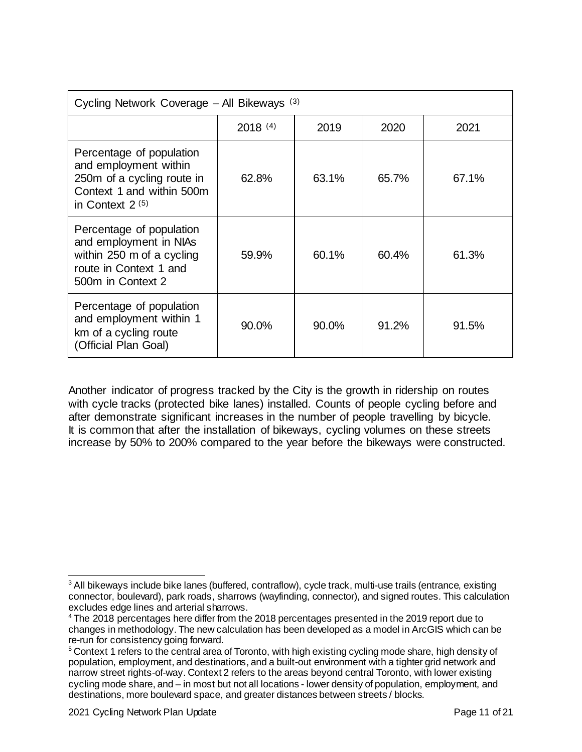| Cycling Network Coverage – All Bikeways [3] | | | | |
|---|---|---|---|---|
| | 2018 [4] | 2019 | 2020 | 2021 |
| Percentage of population and employment within 250m of a cycling route in Context 1 and within 500m in Context 2 [5] | 62.8% | 63.1% | 65.7% | 67.1% |
| Percentage of population and employment in NIAs within 250 m of a cycling route in Context 1 and 500m in Context 2 | 59.9% | 60.1% | 60.4% | 61.3% |
| Percentage of population and employment within 1 km of a cycling route (Official Plan Goal) | 90.0% | 90.0% | 91.2% | 91.5% |

Another indicator of progress tracked by the City is the growth in ridership on routes with cycle tracks (protected bike lanes) installed. Counts of people cycling before and after demonstrate significant increases in the number of people travelling by bicycle. It is common that after the installation of bikeways, cycling volumes on these streets increase by 50% to 200% compared to the year before the bikeways were constructed.

[3] All bikeways include bike lanes (buffered, contraflow), cycle track, multi-use trails (entrance, existing connector, boulevard), park roads, sharrows (wayfinding, connector), and signed routes. This calculation excludes edge lines and arterial sharrows.

[4] The 2018 percentages here differ from the 2018 percentages presented in the 2019 report due to changes in methodology. The new calculation has been developed as a model in ArcGIS which can be re-run for consistency going forward.

[5] Context 1 refers to the central area of Toronto, with high existing cycling mode share, high density of population, employment, and destinations, and a built-out environment with a tighter grid network and narrow street rights-of-way. Context 2 refers to the areas beyond central Toronto, with lower existing cycling mode share, and – in most but not all locations - lower density of population, employment, and destinations, more boulevard space, and greater distances between streets / blocks.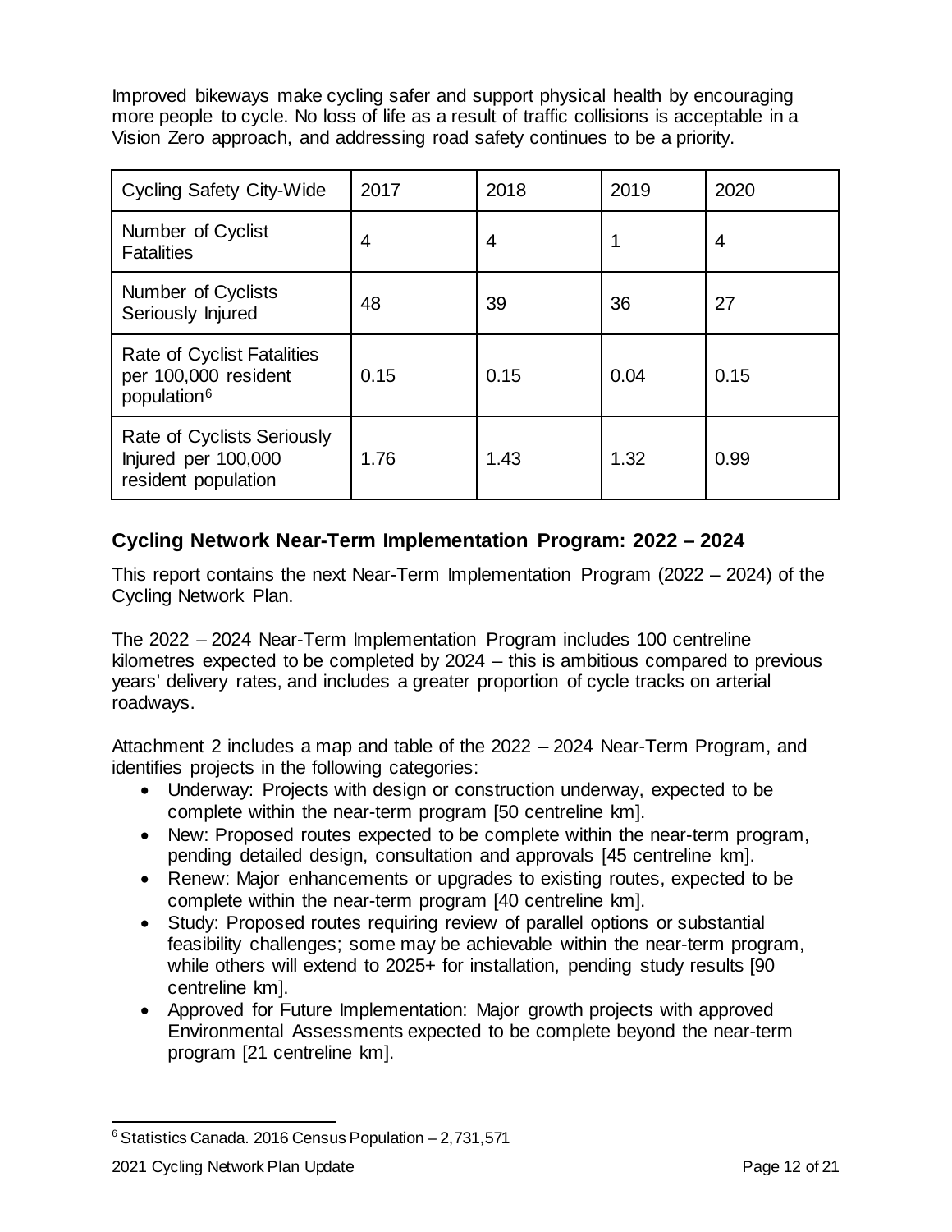Improved bikeways make cycling safer and support physical health by encouraging more people to cycle. No loss of life as a result of traffic collisions is acceptable in a Vision Zero approach, and addressing road safety continues to be a priority.

| Cycling Safety City-Wide | 2017 | 2018 | 2019 | 2020 |
|---|---|---|---|---|
| Number of Cyclist Fatalities | 4 | 4 | 1 | 4 |
| Number of Cyclists Seriously Injured | 48 | 39 | 36 | 27 |
| Rate of Cyclist Fatalities per 100,000 resident population[6] | 0.15 | 0.15 | 0.04 | 0.15 |
| Rate of Cyclists Seriously Injured per 100,000 resident population | 1.76 | 1.43 | 1.32 | 0.99 |

## Cycling Network Near-Term Implementation Program: 2022 – 2024

This report contains the next Near-Term Implementation Program (2022 – 2024) of the Cycling Network Plan.

The 2022 – 2024 Near-Term Implementation Program includes 100 centreline kilometres expected to be completed by 2024 – this is ambitious compared to previous years' delivery rates, and includes a greater proportion of cycle tracks on arterial roadways.

Attachment 2 includes a map and table of the 2022 – 2024 Near-Term Program, and identifies projects in the following categories:

- Underway: Projects with design or construction underway, expected to be complete within the near-term program [50 centreline km].
- New: Proposed routes expected to be complete within the near-term program, pending detailed design, consultation and approvals [45 centreline km].
- Renew: Major enhancements or upgrades to existing routes, expected to be complete within the near-term program [40 centreline km].
- Study: Proposed routes requiring review of parallel options or substantial feasibility challenges; some may be achievable within the near-term program, while others will extend to 2025+ for installation, pending study results [90 centreline km].
- Approved for Future Implementation: Major growth projects with approved Environmental Assessments expected to be complete beyond the near-term program [21 centreline km].

[6] Statistics Canada. 2016 Census Population – 2,731,571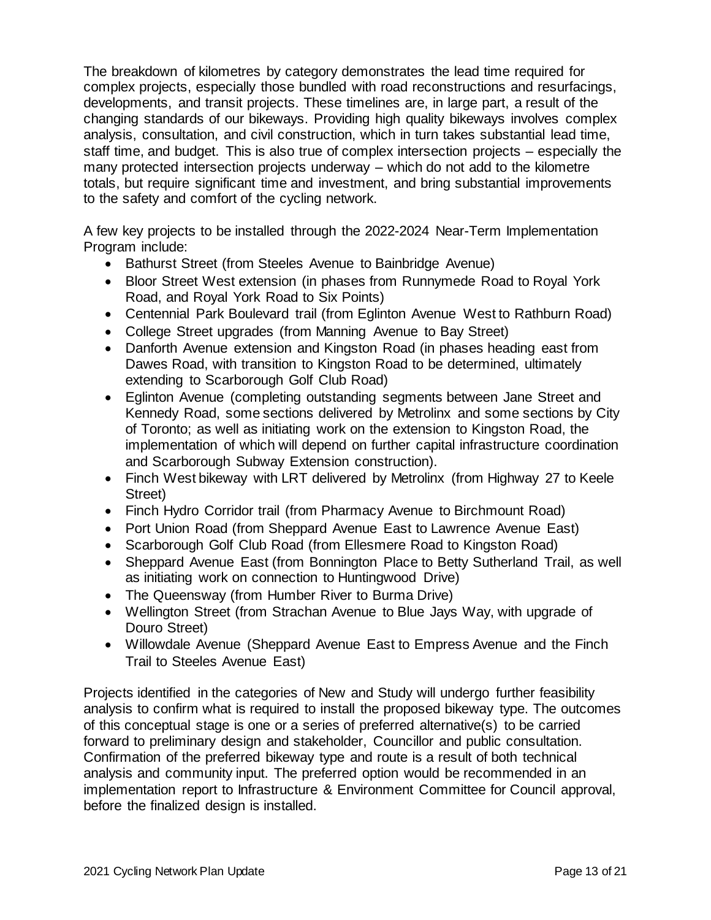The breakdown of kilometres by category demonstrates the lead time required for complex projects, especially those bundled with road reconstructions and resurfacings, developments, and transit projects. These timelines are, in large part, a result of the changing standards of our bikeways. Providing high quality bikeways involves complex analysis, consultation, and civil construction, which in turn takes substantial lead time, staff time, and budget. This is also true of complex intersection projects – especially the many protected intersection projects underway – which do not add to the kilometre totals, but require significant time and investment, and bring substantial improvements to the safety and comfort of the cycling network.

A few key projects to be installed through the 2022-2024 Near-Term Implementation Program include:

- Bathurst Street (from Steeles Avenue to Bainbridge Avenue)
- Bloor Street West extension (in phases from Runnymede Road to Royal York Road, and Royal York Road to Six Points)
- Centennial Park Boulevard trail (from Eglinton Avenue West to Rathburn Road)
- College Street upgrades (from Manning Avenue to Bay Street)
- Danforth Avenue extension and Kingston Road (in phases heading east from Dawes Road, with transition to Kingston Road to be determined, ultimately extending to Scarborough Golf Club Road)
- Eglinton Avenue (completing outstanding segments between Jane Street and Kennedy Road, some sections delivered by Metrolinx and some sections by City of Toronto; as well as initiating work on the extension to Kingston Road, the implementation of which will depend on further capital infrastructure coordination and Scarborough Subway Extension construction).
- Finch West bikeway with LRT delivered by Metrolinx (from Highway 27 to Keele Street)
- Finch Hydro Corridor trail (from Pharmacy Avenue to Birchmount Road)
- Port Union Road (from Sheppard Avenue East to Lawrence Avenue East)
- Scarborough Golf Club Road (from Ellesmere Road to Kingston Road)
- Sheppard Avenue East (from Bonnington Place to Betty Sutherland Trail, as well as initiating work on connection to Huntingwood Drive)
- The Queensway (from Humber River to Burma Drive)
- Wellington Street (from Strachan Avenue to Blue Jays Way, with upgrade of Douro Street)
- Willowdale Avenue (Sheppard Avenue East to Empress Avenue and the Finch Trail to Steeles Avenue East)

Projects identified in the categories of New and Study will undergo further feasibility analysis to confirm what is required to install the proposed bikeway type. The outcomes of this conceptual stage is one or a series of preferred alternative(s) to be carried forward to preliminary design and stakeholder, Councillor and public consultation. Confirmation of the preferred bikeway type and route is a result of both technical analysis and community input. The preferred option would be recommended in an implementation report to Infrastructure & Environment Committee for Council approval, before the finalized design is installed.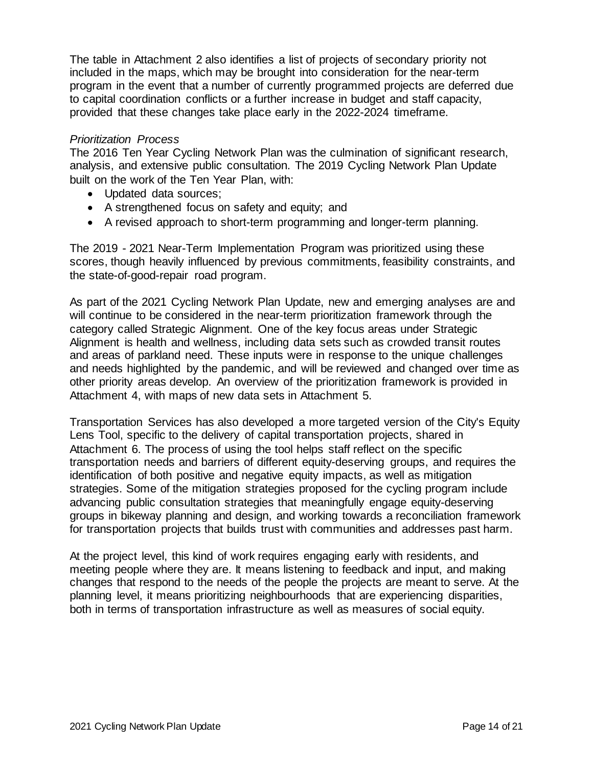The table in Attachment 2 also identifies a list of projects of secondary priority not included in the maps, which may be brought into consideration for the near-term program in the event that a number of currently programmed projects are deferred due to capital coordination conflicts or a further increase in budget and staff capacity, provided that these changes take place early in the 2022-2024 timeframe.

*Prioritization Process*

The 2016 Ten Year Cycling Network Plan was the culmination of significant research, analysis, and extensive public consultation. The 2019 Cycling Network Plan Update built on the work of the Ten Year Plan, with:

- Updated data sources;
- A strengthened focus on safety and equity; and
- A revised approach to short-term programming and longer-term planning.

The 2019 - 2021 Near-Term Implementation Program was prioritized using these scores, though heavily influenced by previous commitments, feasibility constraints, and the state-of-good-repair road program.

As part of the 2021 Cycling Network Plan Update, new and emerging analyses are and will continue to be considered in the near-term prioritization framework through the category called Strategic Alignment. One of the key focus areas under Strategic Alignment is health and wellness, including data sets such as crowded transit routes and areas of parkland need. These inputs were in response to the unique challenges and needs highlighted by the pandemic, and will be reviewed and changed over time as other priority areas develop. An overview of the prioritization framework is provided in Attachment 4, with maps of new data sets in Attachment 5.

Transportation Services has also developed a more targeted version of the City's Equity Lens Tool, specific to the delivery of capital transportation projects, shared in Attachment 6. The process of using the tool helps staff reflect on the specific transportation needs and barriers of different equity-deserving groups, and requires the identification of both positive and negative equity impacts, as well as mitigation strategies. Some of the mitigation strategies proposed for the cycling program include advancing public consultation strategies that meaningfully engage equity-deserving groups in bikeway planning and design, and working towards a reconciliation framework for transportation projects that builds trust with communities and addresses past harm.

At the project level, this kind of work requires engaging early with residents, and meeting people where they are. It means listening to feedback and input, and making changes that respond to the needs of the people the projects are meant to serve. At the planning level, it means prioritizing neighbourhoods that are experiencing disparities, both in terms of transportation infrastructure as well as measures of social equity.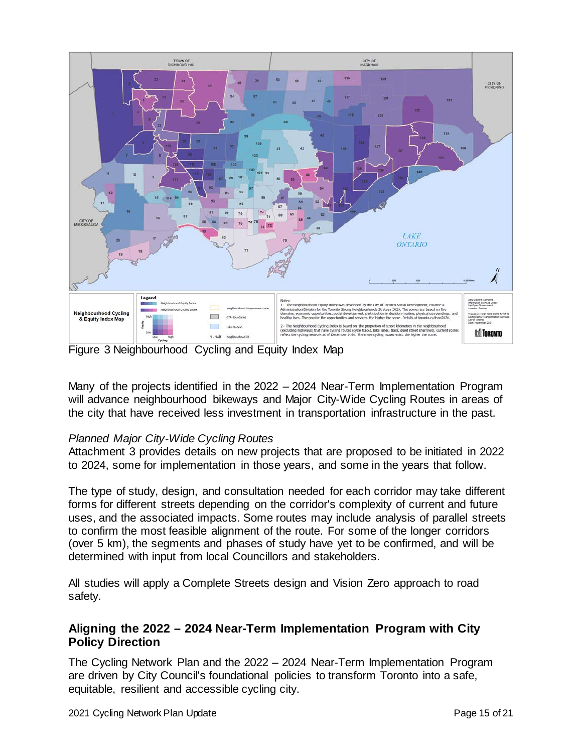Figure 3 Neighbourhood Cycling and Equity Index Map

Many of the projects identified in the 2022 – 2024 Near-Term Implementation Program will advance neighbourhood bikeways and Major City-Wide Cycling Routes in areas of the city that have received less investment in transportation infrastructure in the past.

*Planned Major City-Wide Cycling Routes*

Attachment 3 provides details on new projects that are proposed to be initiated in 2022 to 2024, some for implementation in those years, and some in the years that follow.

The type of study, design, and consultation needed for each corridor may take different forms for different streets depending on the corridor's complexity of current and future uses, and the associated impacts. Some routes may include analysis of parallel streets to confirm the most feasible alignment of the route. For some of the longer corridors (over 5 km), the segments and phases of study have yet to be confirmed, and will be determined with input from local Councillors and stakeholders.

All studies will apply a Complete Streets design and Vision Zero approach to road safety.

## Aligning the 2022 – 2024 Near-Term Implementation Program with City Policy Direction

The Cycling Network Plan and the 2022 – 2024 Near-Term Implementation Program are driven by City Council's foundational policies to transform Toronto into a safe, equitable, resilient and accessible cycling city.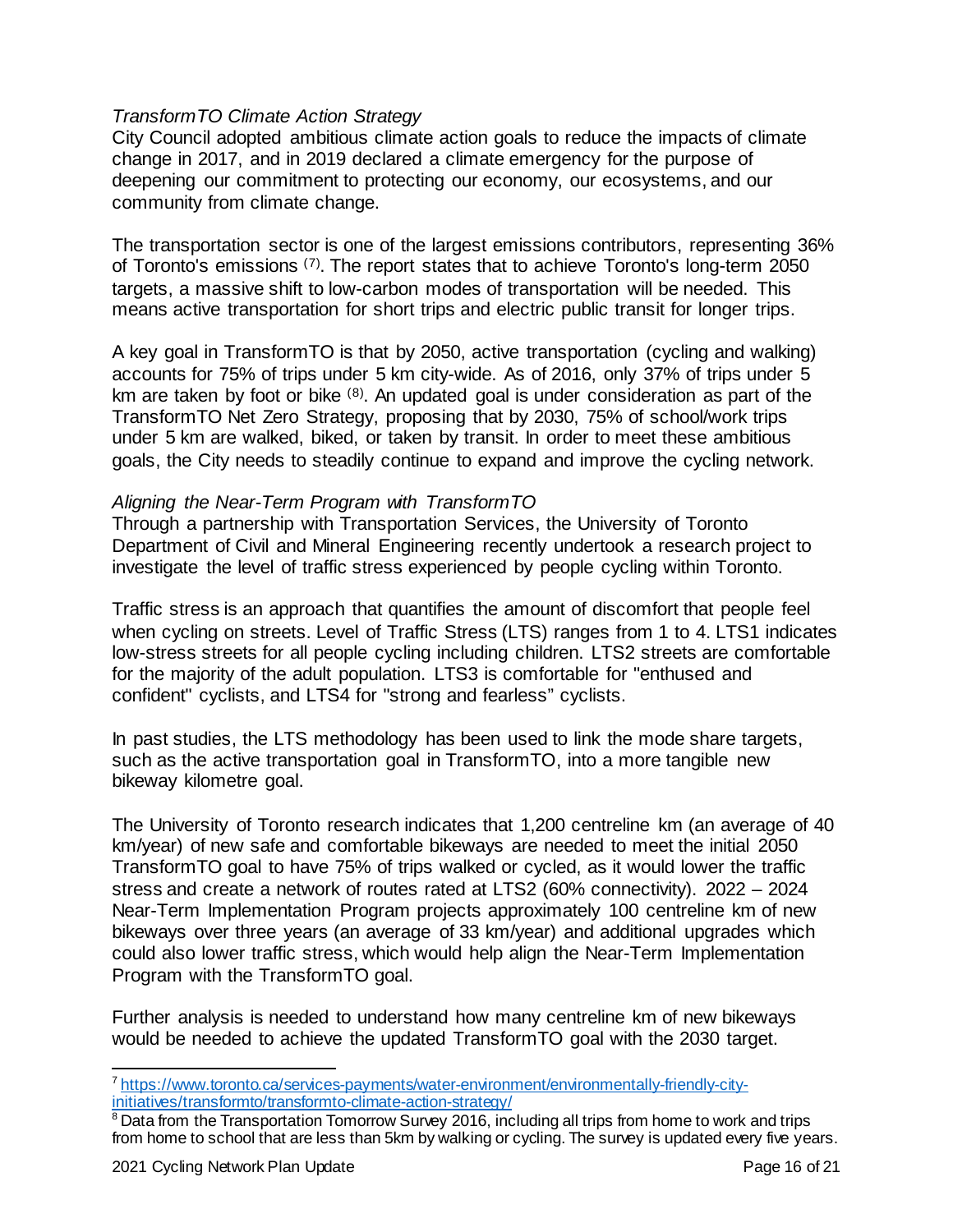*TransformTO Climate Action Strategy*

City Council adopted ambitious climate action goals to reduce the impacts of climate change in 2017, and in 2019 declared a climate emergency for the purpose of deepening our commitment to protecting our economy, our ecosystems, and our community from climate change.

The transportation sector is one of the largest emissions contributors, representing 36% of Toronto's emissions [7]. The report states that to achieve Toronto's long-term 2050 targets, a massive shift to low-carbon modes of transportation will be needed. This means active transportation for short trips and electric public transit for longer trips.

A key goal in TransformTO is that by 2050, active transportation (cycling and walking) accounts for 75% of trips under 5 km city-wide. As of 2016, only 37% of trips under 5 km are taken by foot or bike [8]. An updated goal is under consideration as part of the TransformTO Net Zero Strategy, proposing that by 2030, 75% of school/work trips under 5 km are walked, biked, or taken by transit. In order to meet these ambitious goals, the City needs to steadily continue to expand and improve the cycling network.

*Aligning the Near-Term Program with TransformTO*

Through a partnership with Transportation Services, the University of Toronto Department of Civil and Mineral Engineering recently undertook a research project to investigate the level of traffic stress experienced by people cycling within Toronto.

Traffic stress is an approach that quantifies the amount of discomfort that people feel when cycling on streets. Level of Traffic Stress (LTS) ranges from 1 to 4. LTS1 indicates low-stress streets for all people cycling including children. LTS2 streets are comfortable for the majority of the adult population. LTS3 is comfortable for "enthused and confident" cyclists, and LTS4 for "strong and fearless" cyclists.

In past studies, the LTS methodology has been used to link the mode share targets, such as the active transportation goal in TransformTO, into a more tangible new bikeway kilometre goal.

The University of Toronto research indicates that 1,200 centreline km (an average of 40 km/year) of new safe and comfortable bikeways are needed to meet the initial 2050 TransformTO goal to have 75% of trips walked or cycled, as it would lower the traffic stress and create a network of routes rated at LTS2 (60% connectivity). 2022 – 2024 Near-Term Implementation Program projects approximately 100 centreline km of new bikeways over three years (an average of 33 km/year) and additional upgrades which could also lower traffic stress, which would help align the Near-Term Implementation Program with the TransformTO goal.

Further analysis is needed to understand how many centreline km of new bikeways would be needed to achieve the updated TransformTO goal with the 2030 target.

---

[7] https://www.toronto.ca/services-payments/water-environment/environmentally-friendly-city-initiatives/transformto/transformto-climate-action-strategy/

[8] Data from the Transportation Tomorrow Survey 2016, including all trips from home to work and trips from home to school that are less than 5km by walking or cycling. The survey is updated every five years.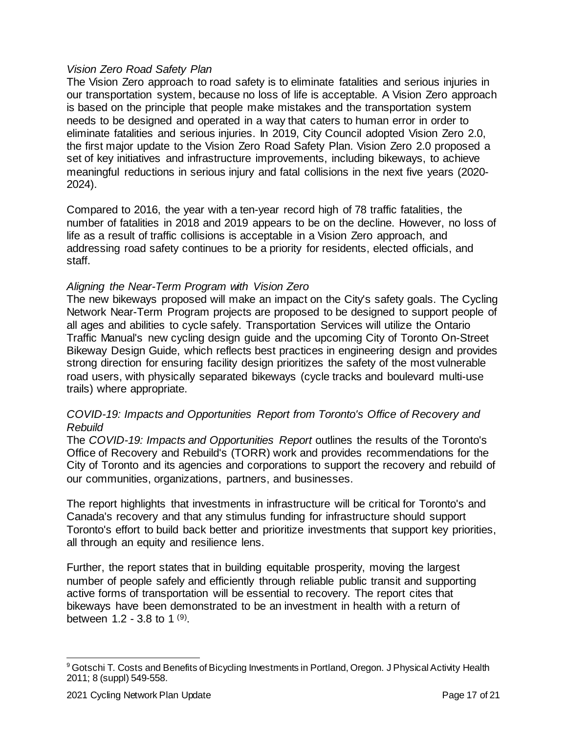*Vision Zero Road Safety Plan*

The Vision Zero approach to road safety is to eliminate fatalities and serious injuries in our transportation system, because no loss of life is acceptable. A Vision Zero approach is based on the principle that people make mistakes and the transportation system needs to be designed and operated in a way that caters to human error in order to eliminate fatalities and serious injuries. In 2019, City Council adopted Vision Zero 2.0, the first major update to the Vision Zero Road Safety Plan. Vision Zero 2.0 proposed a set of key initiatives and infrastructure improvements, including bikeways, to achieve meaningful reductions in serious injury and fatal collisions in the next five years (2020-2024).

Compared to 2016, the year with a ten-year record high of 78 traffic fatalities, the number of fatalities in 2018 and 2019 appears to be on the decline. However, no loss of life as a result of traffic collisions is acceptable in a Vision Zero approach, and addressing road safety continues to be a priority for residents, elected officials, and staff.

*Aligning the Near-Term Program with Vision Zero*

The new bikeways proposed will make an impact on the City's safety goals. The Cycling Network Near-Term Program projects are proposed to be designed to support people of all ages and abilities to cycle safely. Transportation Services will utilize the Ontario Traffic Manual's new cycling design guide and the upcoming City of Toronto On-Street Bikeway Design Guide, which reflects best practices in engineering design and provides strong direction for ensuring facility design prioritizes the safety of the most vulnerable road users, with physically separated bikeways (cycle tracks and boulevard multi-use trails) where appropriate.

*COVID-19: Impacts and Opportunities Report from Toronto's Office of Recovery and Rebuild*

The *COVID-19: Impacts and Opportunities Report* outlines the results of the Toronto's Office of Recovery and Rebuild's (TORR) work and provides recommendations for the City of Toronto and its agencies and corporations to support the recovery and rebuild of our communities, organizations, partners, and businesses.

The report highlights that investments in infrastructure will be critical for Toronto's and Canada's recovery and that any stimulus funding for infrastructure should support Toronto's effort to build back better and prioritize investments that support key priorities, all through an equity and resilience lens.

Further, the report states that in building equitable prosperity, moving the largest number of people safely and efficiently through reliable public transit and supporting active forms of transportation will be essential to recovery. The report cites that bikeways have been demonstrated to be an investment in health with a return of between 1.2 - 3.8 to 1 [(9)].

---

[9] Gotschi T. Costs and Benefits of Bicycling Investments in Portland, Oregon. J Physical Activity Health 2011; 8 (suppl) 549-558.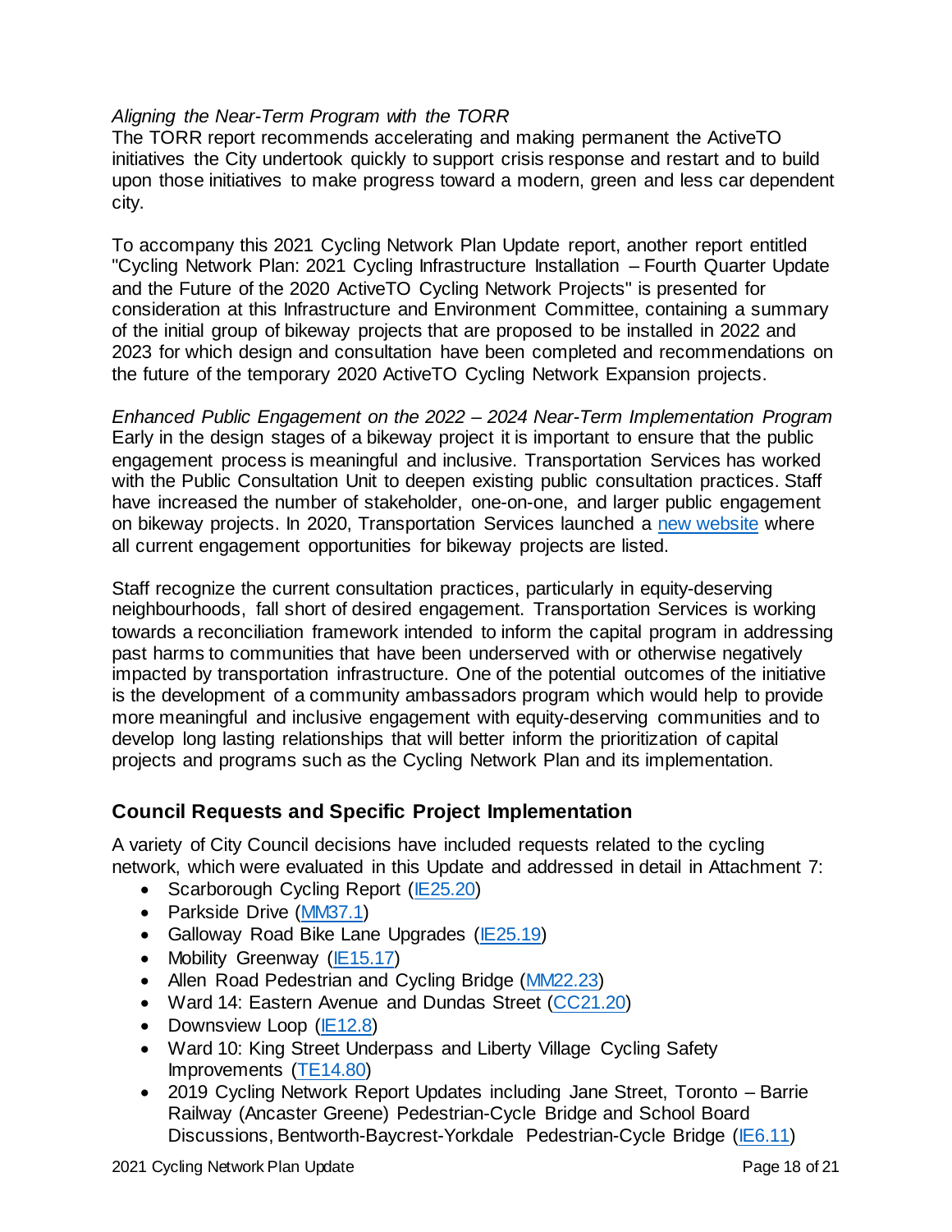*Aligning the Near-Term Program with the TORR*
The TORR report recommends accelerating and making permanent the ActiveTO initiatives the City undertook quickly to support crisis response and restart and to build upon those initiatives to make progress toward a modern, green and less car dependent city.

To accompany this 2021 Cycling Network Plan Update report, another report entitled "Cycling Network Plan: 2021 Cycling Infrastructure Installation – Fourth Quarter Update and the Future of the 2020 ActiveTO Cycling Network Projects" is presented for consideration at this Infrastructure and Environment Committee, containing a summary of the initial group of bikeway projects that are proposed to be installed in 2022 and 2023 for which design and consultation have been completed and recommendations on the future of the temporary 2020 ActiveTO Cycling Network Expansion projects.

*Enhanced Public Engagement on the 2022 – 2024 Near-Term Implementation Program*
Early in the design stages of a bikeway project it is important to ensure that the public engagement process is meaningful and inclusive. Transportation Services has worked with the Public Consultation Unit to deepen existing public consultation practices. Staff have increased the number of stakeholder, one-on-one, and larger public engagement on bikeway projects. In 2020, Transportation Services launched a new website where all current engagement opportunities for bikeway projects are listed.

Staff recognize the current consultation practices, particularly in equity-deserving neighbourhoods, fall short of desired engagement. Transportation Services is working towards a reconciliation framework intended to inform the capital program in addressing past harms to communities that have been underserved with or otherwise negatively impacted by transportation infrastructure. One of the potential outcomes of the initiative is the development of a community ambassadors program which would help to provide more meaningful and inclusive engagement with equity-deserving communities and to develop long lasting relationships that will better inform the prioritization of capital projects and programs such as the Cycling Network Plan and its implementation.

## Council Requests and Specific Project Implementation

A variety of City Council decisions have included requests related to the cycling network, which were evaluated in this Update and addressed in detail in Attachment 7:

- Scarborough Cycling Report (IE25.20)
- Parkside Drive (MM37.1)
- Galloway Road Bike Lane Upgrades (IE25.19)
- Mobility Greenway (IE15.17)
- Allen Road Pedestrian and Cycling Bridge (MM22.23)
- Ward 14: Eastern Avenue and Dundas Street (CC21.20)
- Downsview Loop (IE12.8)
- Ward 10: King Street Underpass and Liberty Village Cycling Safety Improvements (TE14.80)
- 2019 Cycling Network Report Updates including Jane Street, Toronto – Barrie Railway (Ancaster Greene) Pedestrian-Cycle Bridge and School Board Discussions, Bentworth-Baycrest-Yorkdale Pedestrian-Cycle Bridge (IE6.11)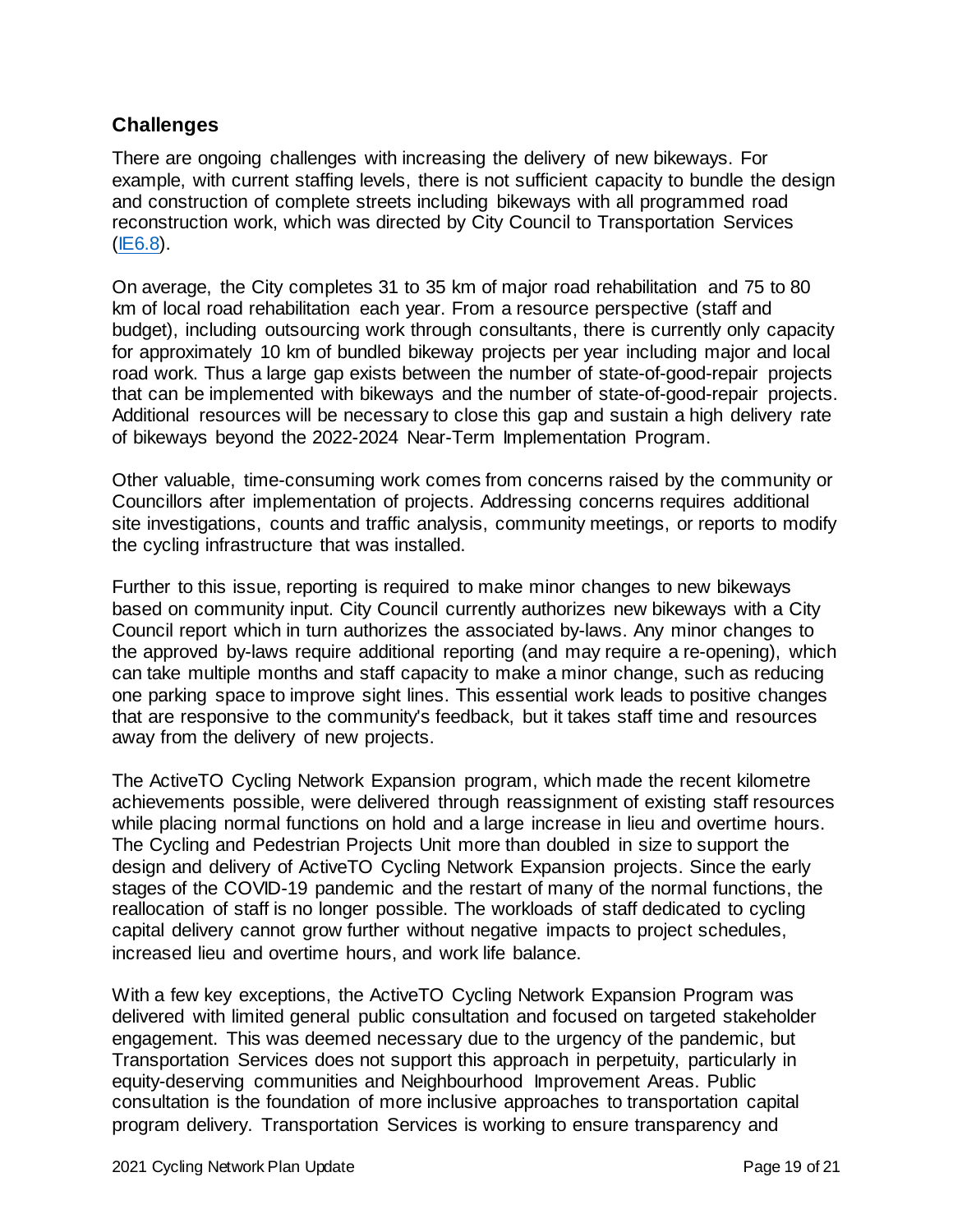## Challenges

There are ongoing challenges with increasing the delivery of new bikeways. For example, with current staffing levels, there is not sufficient capacity to bundle the design and construction of complete streets including bikeways with all programmed road reconstruction work, which was directed by City Council to Transportation Services (IE6.8).

On average, the City completes 31 to 35 km of major road rehabilitation and 75 to 80 km of local road rehabilitation each year. From a resource perspective (staff and budget), including outsourcing work through consultants, there is currently only capacity for approximately 10 km of bundled bikeway projects per year including major and local road work. Thus a large gap exists between the number of state-of-good-repair projects that can be implemented with bikeways and the number of state-of-good-repair projects. Additional resources will be necessary to close this gap and sustain a high delivery rate of bikeways beyond the 2022-2024 Near-Term Implementation Program.

Other valuable, time-consuming work comes from concerns raised by the community or Councillors after implementation of projects. Addressing concerns requires additional site investigations, counts and traffic analysis, community meetings, or reports to modify the cycling infrastructure that was installed.

Further to this issue, reporting is required to make minor changes to new bikeways based on community input. City Council currently authorizes new bikeways with a City Council report which in turn authorizes the associated by-laws. Any minor changes to the approved by-laws require additional reporting (and may require a re-opening), which can take multiple months and staff capacity to make a minor change, such as reducing one parking space to improve sight lines. This essential work leads to positive changes that are responsive to the community's feedback, but it takes staff time and resources away from the delivery of new projects.

The ActiveTO Cycling Network Expansion program, which made the recent kilometre achievements possible, were delivered through reassignment of existing staff resources while placing normal functions on hold and a large increase in lieu and overtime hours. The Cycling and Pedestrian Projects Unit more than doubled in size to support the design and delivery of ActiveTO Cycling Network Expansion projects. Since the early stages of the COVID-19 pandemic and the restart of many of the normal functions, the reallocation of staff is no longer possible. The workloads of staff dedicated to cycling capital delivery cannot grow further without negative impacts to project schedules, increased lieu and overtime hours, and work life balance.

With a few key exceptions, the ActiveTO Cycling Network Expansion Program was delivered with limited general public consultation and focused on targeted stakeholder engagement. This was deemed necessary due to the urgency of the pandemic, but Transportation Services does not support this approach in perpetuity, particularly in equity-deserving communities and Neighbourhood Improvement Areas. Public consultation is the foundation of more inclusive approaches to transportation capital program delivery. Transportation Services is working to ensure transparency and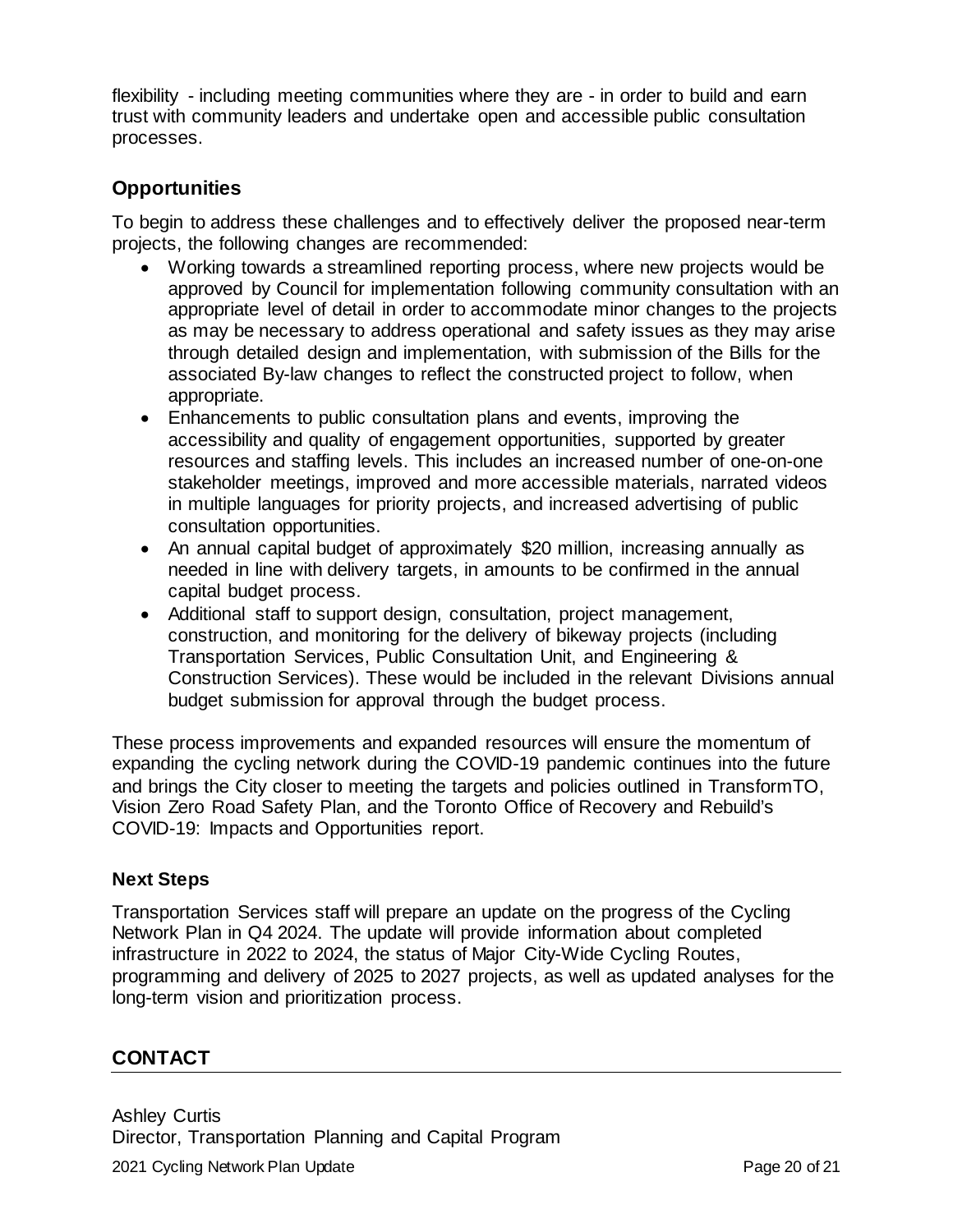flexibility - including meeting communities where they are - in order to build and earn trust with community leaders and undertake open and accessible public consultation processes.

## Opportunities

To begin to address these challenges and to effectively deliver the proposed near-term projects, the following changes are recommended:

- Working towards a streamlined reporting process, where new projects would be approved by Council for implementation following community consultation with an appropriate level of detail in order to accommodate minor changes to the projects as may be necessary to address operational and safety issues as they may arise through detailed design and implementation, with submission of the Bills for the associated By-law changes to reflect the constructed project to follow, when appropriate.
- Enhancements to public consultation plans and events, improving the accessibility and quality of engagement opportunities, supported by greater resources and staffing levels. This includes an increased number of one-on-one stakeholder meetings, improved and more accessible materials, narrated videos in multiple languages for priority projects, and increased advertising of public consultation opportunities.
- An annual capital budget of approximately $20 million, increasing annually as needed in line with delivery targets, in amounts to be confirmed in the annual capital budget process.
- Additional staff to support design, consultation, project management, construction, and monitoring for the delivery of bikeway projects (including Transportation Services, Public Consultation Unit, and Engineering & Construction Services). These would be included in the relevant Divisions annual budget submission for approval through the budget process.

These process improvements and expanded resources will ensure the momentum of expanding the cycling network during the COVID-19 pandemic continues into the future and brings the City closer to meeting the targets and policies outlined in TransformTO, Vision Zero Road Safety Plan, and the Toronto Office of Recovery and Rebuild's COVID-19: Impacts and Opportunities report.

### Next Steps

Transportation Services staff will prepare an update on the progress of the Cycling Network Plan in Q4 2024. The update will provide information about completed infrastructure in 2022 to 2024, the status of Major City-Wide Cycling Routes, programming and delivery of 2025 to 2027 projects, as well as updated analyses for the long-term vision and prioritization process.

## CONTACT

Ashley Curtis
Director, Transportation Planning and Capital Program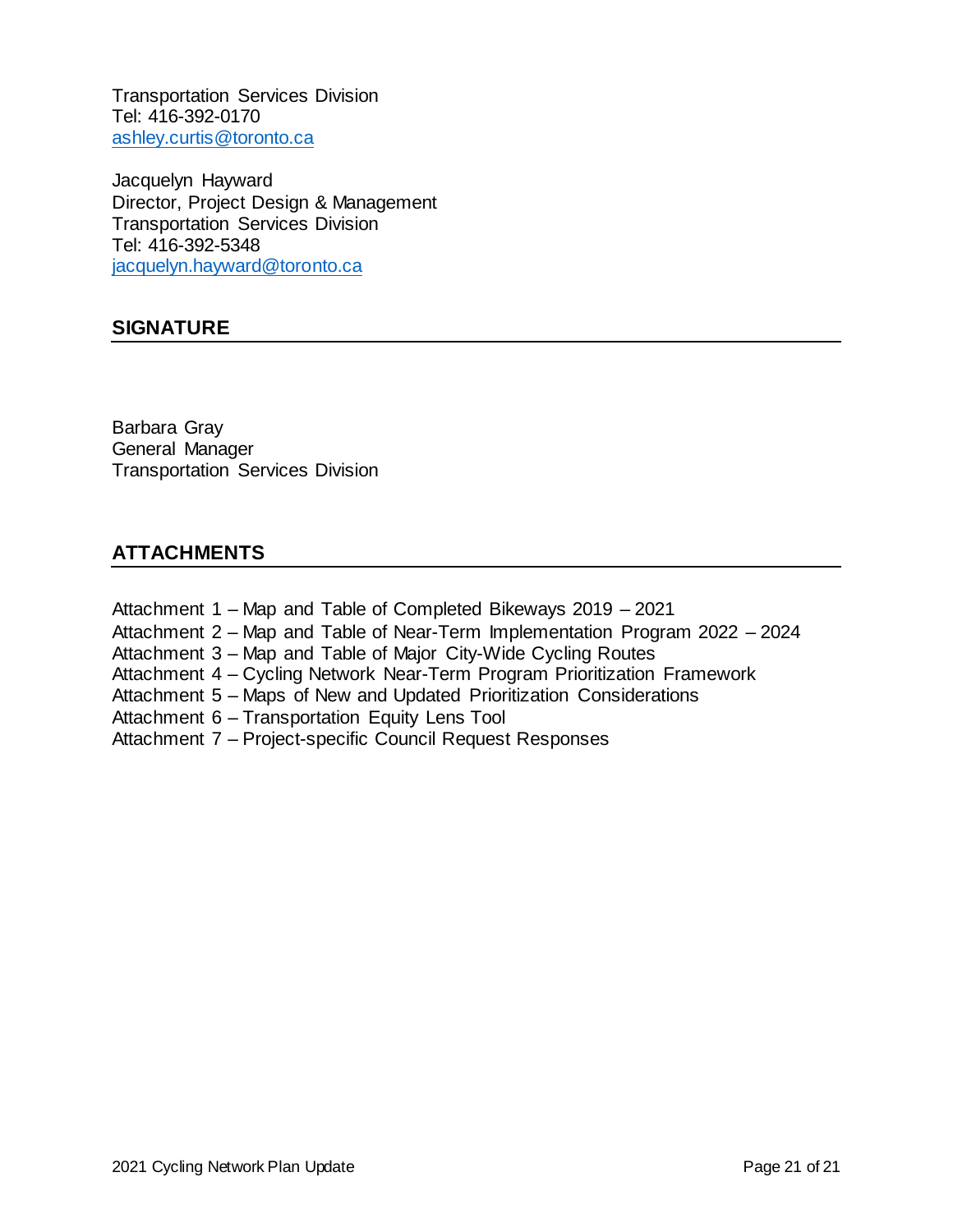Transportation Services Division
Tel: 416-392-0170
ashley.curtis@toronto.ca

Jacquelyn Hayward
Director, Project Design & Management
Transportation Services Division
Tel: 416-392-5348
jacquelyn.hayward@toronto.ca

## SIGNATURE

Barbara Gray
General Manager
Transportation Services Division

## ATTACHMENTS

Attachment 1 – Map and Table of Completed Bikeways 2019 – 2021
Attachment 2 – Map and Table of Near-Term Implementation Program 2022 – 2024
Attachment 3 – Map and Table of Major City-Wide Cycling Routes
Attachment 4 – Cycling Network Near-Term Program Prioritization Framework
Attachment 5 – Maps of New and Updated Prioritization Considerations
Attachment 6 – Transportation Equity Lens Tool
Attachment 7 – Project-specific Council Request Responses